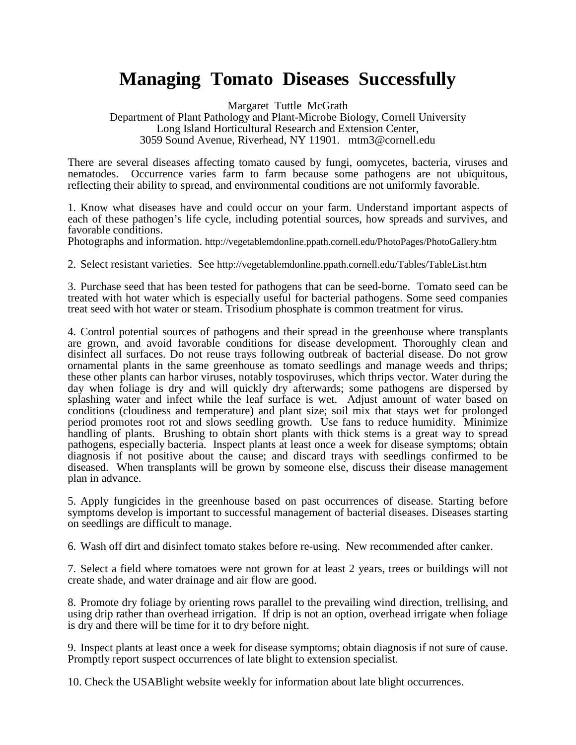# Managing Tomato Diseases Successfully

Margaret Tuttle McGrath
Department of Plant Pathology and Plant-Microbe Biology, Cornell University
Long Island Horticultural Research and Extension Center,
3059 Sound Avenue, Riverhead, NY 11901. mtm3@cornell.edu

There are several diseases affecting tomato caused by fungi, oomycetes, bacteria, viruses and nematodes. Occurrence varies farm to farm because some pathogens are not ubiquitous, reflecting their ability to spread, and environmental conditions are not uniformly favorable.

1. Know what diseases have and could occur on your farm. Understand important aspects of each of these pathogen's life cycle, including potential sources, how spreads and survives, and favorable conditions.
Photographs and information. http://vegetablemdonline.ppath.cornell.edu/PhotoPages/PhotoGallery.htm

2. Select resistant varieties. See http://vegetablemdonline.ppath.cornell.edu/Tables/TableList.htm

3. Purchase seed that has been tested for pathogens that can be seed-borne. Tomato seed can be treated with hot water which is especially useful for bacterial pathogens. Some seed companies treat seed with hot water or steam. Trisodium phosphate is common treatment for virus.

4. Control potential sources of pathogens and their spread in the greenhouse where transplants are grown, and avoid favorable conditions for disease development. Thoroughly clean and disinfect all surfaces. Do not reuse trays following outbreak of bacterial disease. Do not grow ornamental plants in the same greenhouse as tomato seedlings and manage weeds and thrips; these other plants can harbor viruses, notably tospoviruses, which thrips vector. Water during the day when foliage is dry and will quickly dry afterwards; some pathogens are dispersed by splashing water and infect while the leaf surface is wet. Adjust amount of water based on conditions (cloudiness and temperature) and plant size; soil mix that stays wet for prolonged period promotes root rot and slows seedling growth. Use fans to reduce humidity. Minimize handling of plants. Brushing to obtain short plants with thick stems is a great way to spread pathogens, especially bacteria. Inspect plants at least once a week for disease symptoms; obtain diagnosis if not positive about the cause; and discard trays with seedlings confirmed to be diseased. When transplants will be grown by someone else, discuss their disease management plan in advance.

5. Apply fungicides in the greenhouse based on past occurrences of disease. Starting before symptoms develop is important to successful management of bacterial diseases. Diseases starting on seedlings are difficult to manage.

6. Wash off dirt and disinfect tomato stakes before re-using. New recommended after canker.

7. Select a field where tomatoes were not grown for at least 2 years, trees or buildings will not create shade, and water drainage and air flow are good.

8. Promote dry foliage by orienting rows parallel to the prevailing wind direction, trellising, and using drip rather than overhead irrigation. If drip is not an option, overhead irrigate when foliage is dry and there will be time for it to dry before night.

9. Inspect plants at least once a week for disease symptoms; obtain diagnosis if not sure of cause. Promptly report suspect occurrences of late blight to extension specialist.

10. Check the USABlight website weekly for information about late blight occurrences.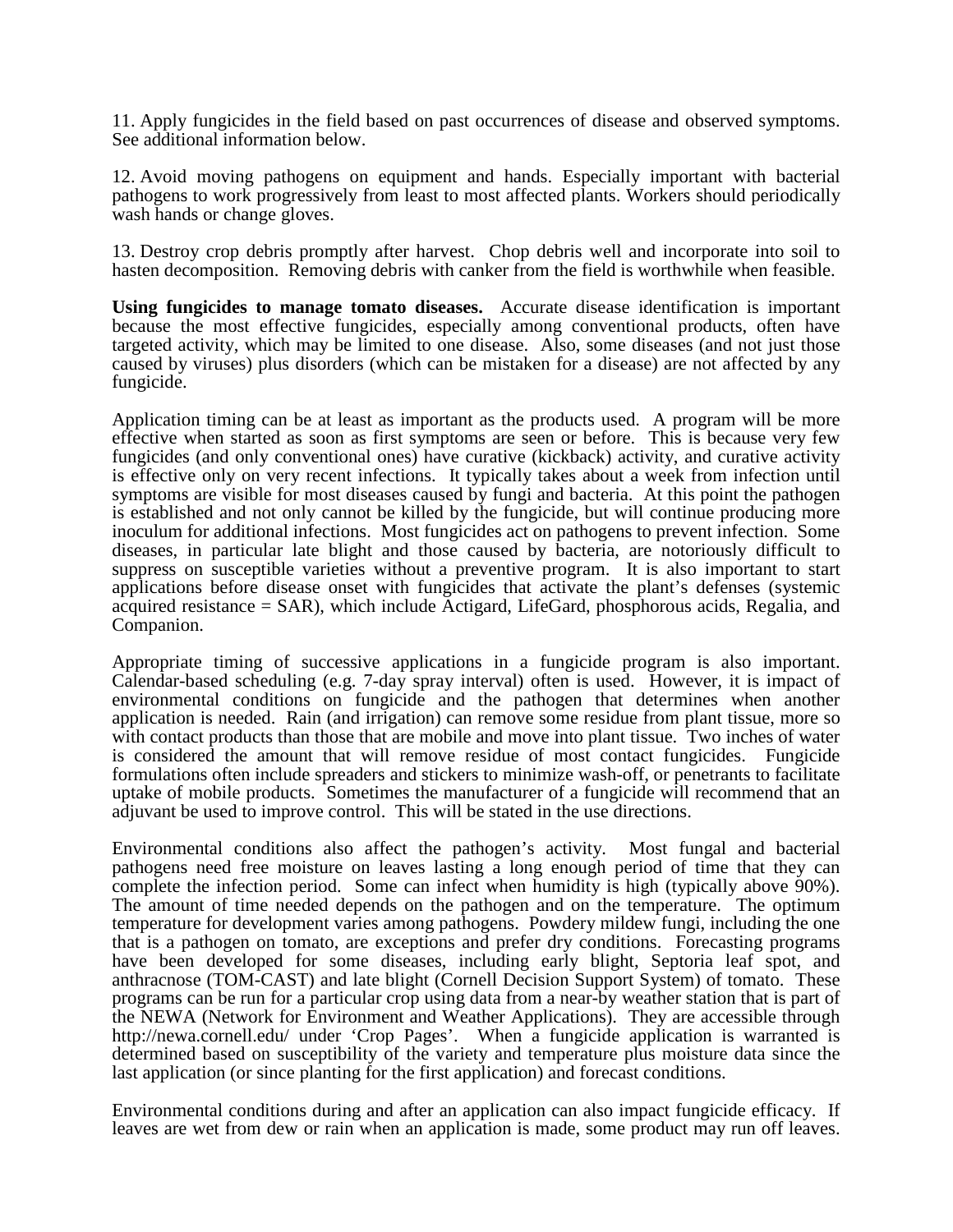11. Apply fungicides in the field based on past occurrences of disease and observed symptoms. See additional information below.

12. Avoid moving pathogens on equipment and hands. Especially important with bacterial pathogens to work progressively from least to most affected plants. Workers should periodically wash hands or change gloves.

13. Destroy crop debris promptly after harvest. Chop debris well and incorporate into soil to hasten decomposition. Removing debris with canker from the field is worthwhile when feasible.

**Using fungicides to manage tomato diseases.** Accurate disease identification is important because the most effective fungicides, especially among conventional products, often have targeted activity, which may be limited to one disease. Also, some diseases (and not just those caused by viruses) plus disorders (which can be mistaken for a disease) are not affected by any fungicide.

Application timing can be at least as important as the products used. A program will be more effective when started as soon as first symptoms are seen or before. This is because very few fungicides (and only conventional ones) have curative (kickback) activity, and curative activity is effective only on very recent infections. It typically takes about a week from infection until symptoms are visible for most diseases caused by fungi and bacteria. At this point the pathogen is established and not only cannot be killed by the fungicide, but will continue producing more inoculum for additional infections. Most fungicides act on pathogens to prevent infection. Some diseases, in particular late blight and those caused by bacteria, are notoriously difficult to suppress on susceptible varieties without a preventive program. It is also important to start applications before disease onset with fungicides that activate the plant's defenses (systemic acquired resistance = SAR), which include Actigard, LifeGard, phosphorous acids, Regalia, and Companion.

Appropriate timing of successive applications in a fungicide program is also important. Calendar-based scheduling (e.g. 7-day spray interval) often is used. However, it is impact of environmental conditions on fungicide and the pathogen that determines when another application is needed. Rain (and irrigation) can remove some residue from plant tissue, more so with contact products than those that are mobile and move into plant tissue. Two inches of water is considered the amount that will remove residue of most contact fungicides. Fungicide formulations often include spreaders and stickers to minimize wash-off, or penetrants to facilitate uptake of mobile products. Sometimes the manufacturer of a fungicide will recommend that an adjuvant be used to improve control. This will be stated in the use directions.

Environmental conditions also affect the pathogen's activity. Most fungal and bacterial pathogens need free moisture on leaves lasting a long enough period of time that they can complete the infection period. Some can infect when humidity is high (typically above 90%). The amount of time needed depends on the pathogen and on the temperature. The optimum temperature for development varies among pathogens. Powdery mildew fungi, including the one that is a pathogen on tomato, are exceptions and prefer dry conditions. Forecasting programs have been developed for some diseases, including early blight, Septoria leaf spot, and anthracnose (TOM-CAST) and late blight (Cornell Decision Support System) of tomato. These programs can be run for a particular crop using data from a near-by weather station that is part of the NEWA (Network for Environment and Weather Applications). They are accessible through http://newa.cornell.edu/ under 'Crop Pages'. When a fungicide application is warranted is determined based on susceptibility of the variety and temperature plus moisture data since the last application (or since planting for the first application) and forecast conditions.

Environmental conditions during and after an application can also impact fungicide efficacy. If leaves are wet from dew or rain when an application is made, some product may run off leaves.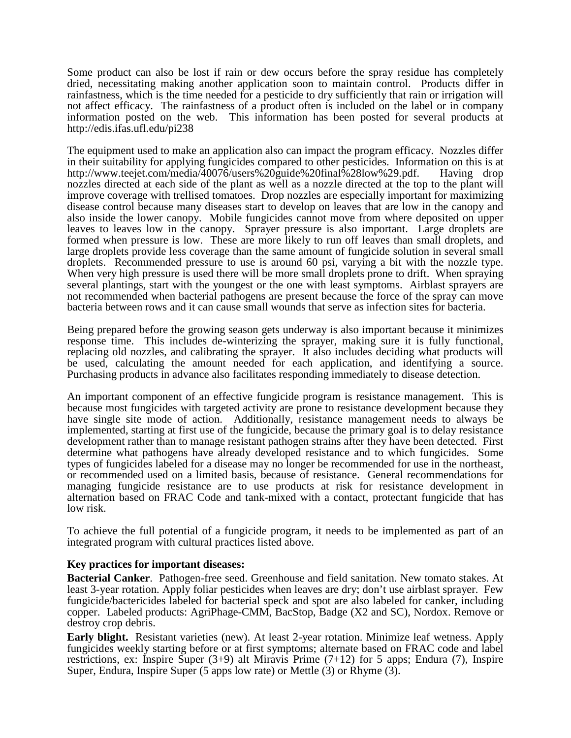Some product can also be lost if rain or dew occurs before the spray residue has completely dried, necessitating making another application soon to maintain control. Products differ in rainfastness, which is the time needed for a pesticide to dry sufficiently that rain or irrigation will not affect efficacy. The rainfastness of a product often is included on the label or in company information posted on the web. This information has been posted for several products at http://edis.ifas.ufl.edu/pi238

The equipment used to make an application also can impact the program efficacy. Nozzles differ in their suitability for applying fungicides compared to other pesticides. Information on this is at http://www.teejet.com/media/40076/users%20guide%20final%28low%29.pdf. Having drop nozzles directed at each side of the plant as well as a nozzle directed at the top to the plant will improve coverage with trellised tomatoes. Drop nozzles are especially important for maximizing disease control because many diseases start to develop on leaves that are low in the canopy and also inside the lower canopy. Mobile fungicides cannot move from where deposited on upper leaves to leaves low in the canopy. Sprayer pressure is also important. Large droplets are formed when pressure is low. These are more likely to run off leaves than small droplets, and large droplets provide less coverage than the same amount of fungicide solution in several small droplets. Recommended pressure to use is around 60 psi, varying a bit with the nozzle type. When very high pressure is used there will be more small droplets prone to drift. When spraying several plantings, start with the youngest or the one with least symptoms. Airblast sprayers are not recommended when bacterial pathogens are present because the force of the spray can move bacteria between rows and it can cause small wounds that serve as infection sites for bacteria.

Being prepared before the growing season gets underway is also important because it minimizes response time. This includes de-winterizing the sprayer, making sure it is fully functional, replacing old nozzles, and calibrating the sprayer. It also includes deciding what products will be used, calculating the amount needed for each application, and identifying a source. Purchasing products in advance also facilitates responding immediately to disease detection.

An important component of an effective fungicide program is resistance management. This is because most fungicides with targeted activity are prone to resistance development because they have single site mode of action. Additionally, resistance management needs to always be implemented, starting at first use of the fungicide, because the primary goal is to delay resistance development rather than to manage resistant pathogen strains after they have been detected. First determine what pathogens have already developed resistance and to which fungicides. Some types of fungicides labeled for a disease may no longer be recommended for use in the northeast, or recommended used on a limited basis, because of resistance. General recommendations for managing fungicide resistance are to use products at risk for resistance development in alternation based on FRAC Code and tank-mixed with a contact, protectant fungicide that has low risk.

To achieve the full potential of a fungicide program, it needs to be implemented as part of an integrated program with cultural practices listed above.

**Key practices for important diseases:**

**Bacterial Canker**. Pathogen-free seed. Greenhouse and field sanitation. New tomato stakes. At least 3-year rotation. Apply foliar pesticides when leaves are dry; don't use airblast sprayer. Few fungicide/bactericides labeled for bacterial speck and spot are also labeled for canker, including copper. Labeled products: AgriPhage-CMM, BacStop, Badge (X2 and SC), Nordox. Remove or destroy crop debris.

**Early blight.** Resistant varieties (new). At least 2-year rotation. Minimize leaf wetness. Apply fungicides weekly starting before or at first symptoms; alternate based on FRAC code and label restrictions, ex: Inspire Super (3+9) alt Miravis Prime (7+12) for 5 apps; Endura (7), Inspire Super, Endura, Inspire Super (5 apps low rate) or Mettle (3) or Rhyme (3).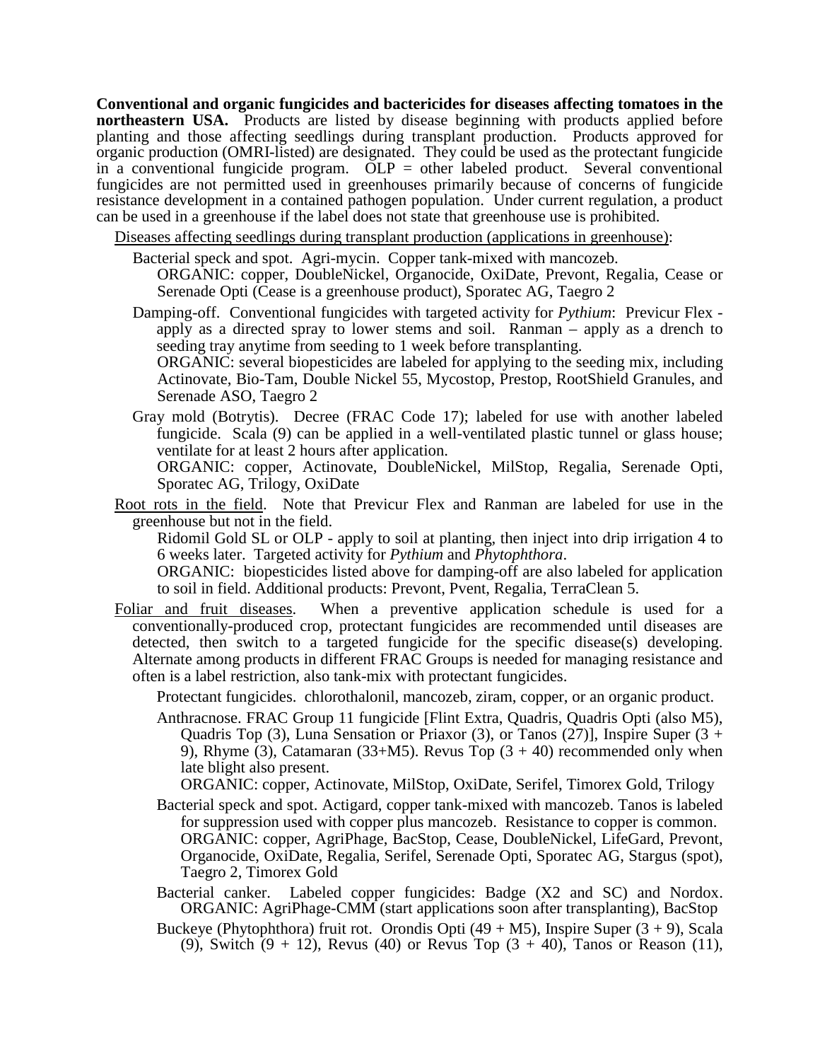**Conventional and organic fungicides and bactericides for diseases affecting tomatoes in the northeastern USA.** Products are listed by disease beginning with products applied before planting and those affecting seedlings during transplant production. Products approved for organic production (OMRI-listed) are designated. They could be used as the protectant fungicide in a conventional fungicide program. OLP = other labeled product. Several conventional fungicides are not permitted used in greenhouses primarily because of concerns of fungicide resistance development in a contained pathogen population. Under current regulation, a product can be used in a greenhouse if the label does not state that greenhouse use is prohibited.

Diseases affecting seedlings during transplant production (applications in greenhouse):

- Bacterial speck and spot. Agri-mycin. Copper tank-mixed with mancozeb.
  ORGANIC: copper, DoubleNickel, Organocide, OxiDate, Prevont, Regalia, Cease or Serenade Opti (Cease is a greenhouse product), Sporatec AG, Taegro 2
- Damping-off. Conventional fungicides with targeted activity for *Pythium*: Previcur Flex - apply as a directed spray to lower stems and soil. Ranman – apply as a drench to seeding tray anytime from seeding to 1 week before transplanting.
  ORGANIC: several biopesticides are labeled for applying to the seeding mix, including Actinovate, Bio-Tam, Double Nickel 55, Mycostop, Prestop, RootShield Granules, and Serenade ASO, Taegro 2
- Gray mold (Botrytis). Decree (FRAC Code 17); labeled for use with another labeled fungicide. Scala (9) can be applied in a well-ventilated plastic tunnel or glass house; ventilate for at least 2 hours after application.
  ORGANIC: copper, Actinovate, DoubleNickel, MilStop, Regalia, Serenade Opti, Sporatec AG, Trilogy, OxiDate

Root rots in the field. Note that Previcur Flex and Ranman are labeled for use in the greenhouse but not in the field.

- Ridomil Gold SL or OLP - apply to soil at planting, then inject into drip irrigation 4 to 6 weeks later. Targeted activity for *Pythium* and *Phytophthora*.
- ORGANIC: biopesticides listed above for damping-off are also labeled for application to soil in field. Additional products: Prevont, Pvent, Regalia, TerraClean 5.

Foliar and fruit diseases. When a preventive application schedule is used for a conventionally-produced crop, protectant fungicides are recommended until diseases are detected, then switch to a targeted fungicide for the specific disease(s) developing. Alternate among products in different FRAC Groups is needed for managing resistance and often is a label restriction, also tank-mix with protectant fungicides.

- Protectant fungicides. chlorothalonil, mancozeb, ziram, copper, or an organic product.
- Anthracnose. FRAC Group 11 fungicide [Flint Extra, Quadris, Quadris Opti (also M5), Quadris Top (3), Luna Sensation or Priaxor (3), or Tanos (27)], Inspire Super (3 + 9), Rhyme (3), Catamaran (33+M5). Revus Top (3 + 40) recommended only when late blight also present.
  ORGANIC: copper, Actinovate, MilStop, OxiDate, Serifel, Timorex Gold, Trilogy
- Bacterial speck and spot. Actigard, copper tank-mixed with mancozeb. Tanos is labeled for suppression used with copper plus mancozeb. Resistance to copper is common.
  ORGANIC: copper, AgriPhage, BacStop, Cease, DoubleNickel, LifeGard, Prevont, Organocide, OxiDate, Regalia, Serifel, Serenade Opti, Sporatec AG, Stargus (spot), Taegro 2, Timorex Gold
- Bacterial canker. Labeled copper fungicides: Badge (X2 and SC) and Nordox.
  ORGANIC: AgriPhage-CMM (start applications soon after transplanting), BacStop
- Buckeye (Phytophthora) fruit rot. Orondis Opti (49 + M5), Inspire Super (3 + 9), Scala (9), Switch (9 + 12), Revus (40) or Revus Top (3 + 40), Tanos or Reason (11),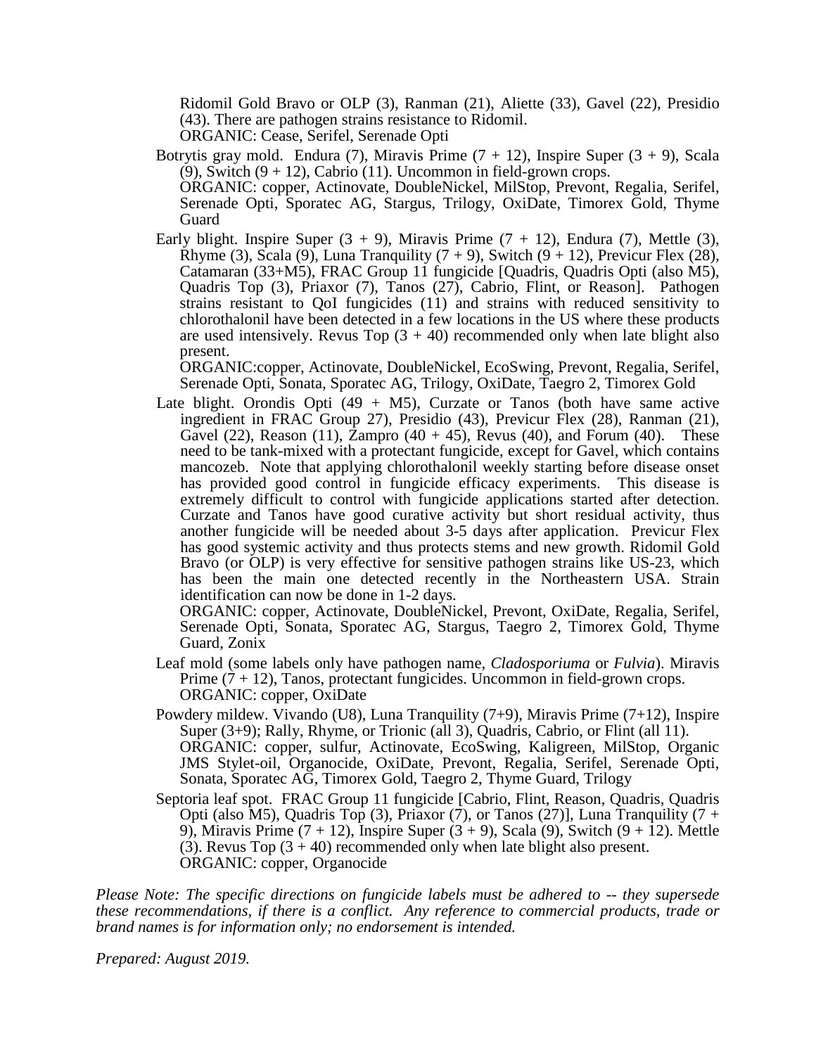Ridomil Gold Bravo or OLP (3), Ranman (21), Aliette (33), Gavel (22), Presidio (43). There are pathogen strains resistance to Ridomil.
ORGANIC: Cease, Serifel, Serenade Opti

Botrytis gray mold. Endura (7), Miravis Prime (7 + 12), Inspire Super (3 + 9), Scala (9), Switch (9 + 12), Cabrio (11). Uncommon in field-grown crops.
ORGANIC: copper, Actinovate, DoubleNickel, MilStop, Prevont, Regalia, Serifel, Serenade Opti, Sporatec AG, Stargus, Trilogy, OxiDate, Timorex Gold, Thyme Guard

Early blight. Inspire Super (3 + 9), Miravis Prime (7 + 12), Endura (7), Mettle (3), Rhyme (3), Scala (9), Luna Tranquility (7 + 9), Switch (9 + 12), Previcur Flex (28), Catamaran (33+M5), FRAC Group 11 fungicide [Quadris, Quadris Opti (also M5), Quadris Top (3), Priaxor (7), Tanos (27), Cabrio, Flint, or Reason]. Pathogen strains resistant to QoI fungicides (11) and strains with reduced sensitivity to chlorothalonil have been detected in a few locations in the US where these products are used intensively. Revus Top (3 + 40) recommended only when late blight also present.
ORGANIC:copper, Actinovate, DoubleNickel, EcoSwing, Prevont, Regalia, Serifel, Serenade Opti, Sonata, Sporatec AG, Trilogy, OxiDate, Taegro 2, Timorex Gold

Late blight. Orondis Opti (49 + M5), Curzate or Tanos (both have same active ingredient in FRAC Group 27), Presidio (43), Previcur Flex (28), Ranman (21), Gavel (22), Reason (11), Zampro (40 + 45), Revus (40), and Forum (40). These need to be tank-mixed with a protectant fungicide, except for Gavel, which contains mancozeb. Note that applying chlorothalonil weekly starting before disease onset has provided good control in fungicide efficacy experiments. This disease is extremely difficult to control with fungicide applications started after detection. Curzate and Tanos have good curative activity but short residual activity, thus another fungicide will be needed about 3-5 days after application. Previcur Flex has good systemic activity and thus protects stems and new growth. Ridomil Gold Bravo (or OLP) is very effective for sensitive pathogen strains like US-23, which has been the main one detected recently in the Northeastern USA. Strain identification can now be done in 1-2 days.
ORGANIC: copper, Actinovate, DoubleNickel, Prevont, OxiDate, Regalia, Serifel, Serenade Opti, Sonata, Sporatec AG, Stargus, Taegro 2, Timorex Gold, Thyme Guard, Zonix

Leaf mold (some labels only have pathogen name, *Cladosporiuma* or *Fulvia*). Miravis Prime (7 + 12), Tanos, protectant fungicides. Uncommon in field-grown crops.
ORGANIC: copper, OxiDate

Powdery mildew. Vivando (U8), Luna Tranquility (7+9), Miravis Prime (7+12), Inspire Super (3+9); Rally, Rhyme, or Trionic (all 3), Quadris, Cabrio, or Flint (all 11).
ORGANIC: copper, sulfur, Actinovate, EcoSwing, Kaligreen, MilStop, Organic JMS Stylet-oil, Organocide, OxiDate, Prevont, Regalia, Serifel, Serenade Opti, Sonata, Sporatec AG, Timorex Gold, Taegro 2, Thyme Guard, Trilogy

Septoria leaf spot. FRAC Group 11 fungicide [Cabrio, Flint, Reason, Quadris, Quadris Opti (also M5), Quadris Top (3), Priaxor (7), or Tanos (27)], Luna Tranquility (7 + 9), Miravis Prime (7 + 12), Inspire Super (3 + 9), Scala (9), Switch (9 + 12). Mettle (3). Revus Top (3 + 40) recommended only when late blight also present.
ORGANIC: copper, Organocide

*Please Note: The specific directions on fungicide labels must be adhered to -- they supersede these recommendations, if there is a conflict. Any reference to commercial products, trade or brand names is for information only; no endorsement is intended.*

*Prepared: August 2019.*